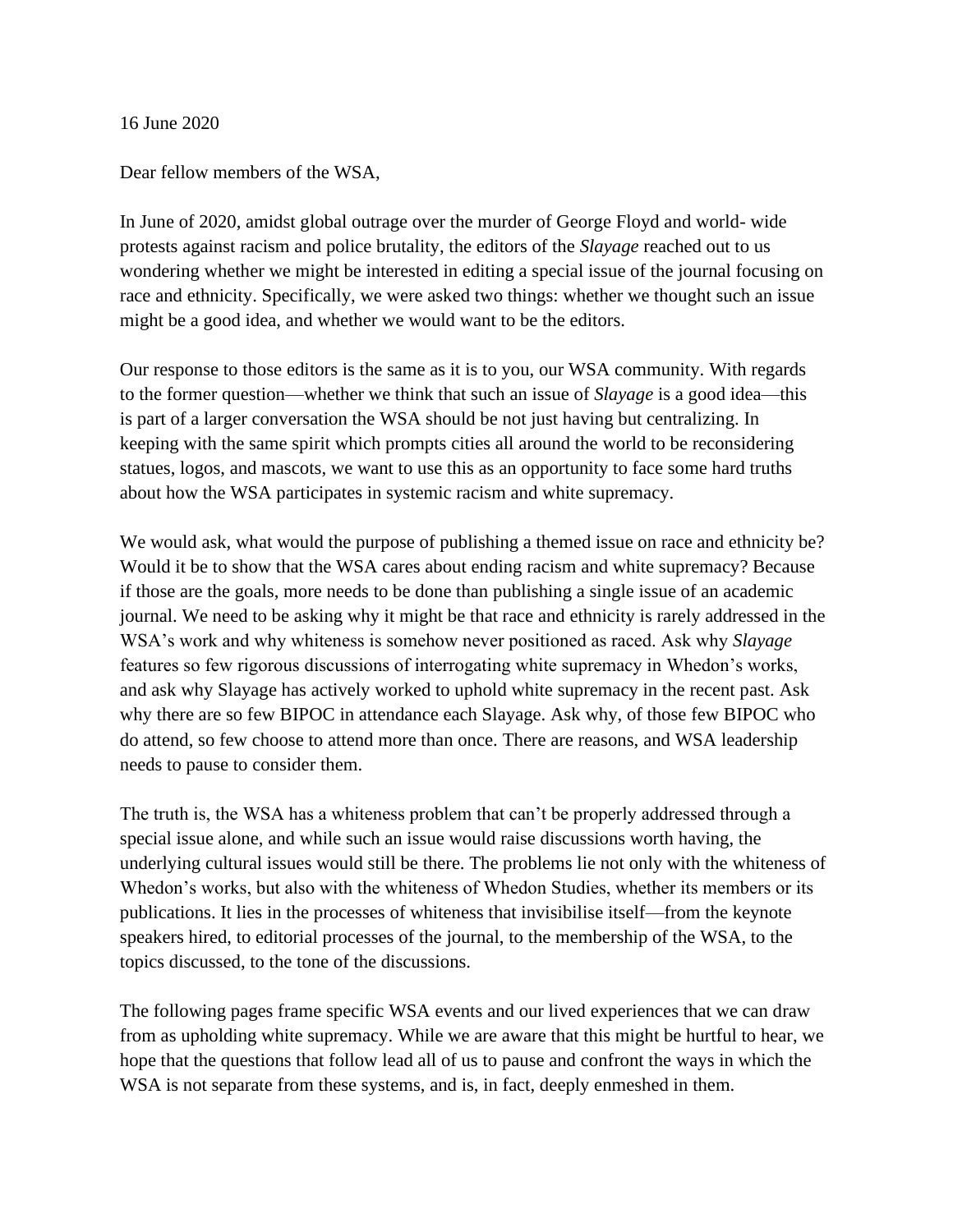16 June 2020

Dear fellow members of the WSA,

In June of 2020, amidst global outrage over the murder of George Floyd and world- wide protests against racism and police brutality, the editors of the *Slayage* reached out to us wondering whether we might be interested in editing a special issue of the journal focusing on race and ethnicity. Specifically, we were asked two things: whether we thought such an issue might be a good idea, and whether we would want to be the editors.

Our response to those editors is the same as it is to you, our WSA community. With regards to the former question—whether we think that such an issue of *Slayage* is a good idea—this is part of a larger conversation the WSA should be not just having but centralizing. In keeping with the same spirit which prompts cities all around the world to be reconsidering statues, logos, and mascots, we want to use this as an opportunity to face some hard truths about how the WSA participates in systemic racism and white supremacy.

We would ask, what would the purpose of publishing a themed issue on race and ethnicity be? Would it be to show that the WSA cares about ending racism and white supremacy? Because if those are the goals, more needs to be done than publishing a single issue of an academic journal. We need to be asking why it might be that race and ethnicity is rarely addressed in the WSA's work and why whiteness is somehow never positioned as raced. Ask why *Slayage* features so few rigorous discussions of interrogating white supremacy in Whedon's works, and ask why Slayage has actively worked to uphold white supremacy in the recent past. Ask why there are so few BIPOC in attendance each Slayage. Ask why, of those few BIPOC who do attend, so few choose to attend more than once. There are reasons, and WSA leadership needs to pause to consider them.

The truth is, the WSA has a whiteness problem that can't be properly addressed through a special issue alone, and while such an issue would raise discussions worth having, the underlying cultural issues would still be there. The problems lie not only with the whiteness of Whedon's works, but also with the whiteness of Whedon Studies, whether its members or its publications. It lies in the processes of whiteness that invisibilise itself—from the keynote speakers hired, to editorial processes of the journal, to the membership of the WSA, to the topics discussed, to the tone of the discussions.

The following pages frame specific WSA events and our lived experiences that we can draw from as upholding white supremacy. While we are aware that this might be hurtful to hear, we hope that the questions that follow lead all of us to pause and confront the ways in which the WSA is not separate from these systems, and is, in fact, deeply enmeshed in them.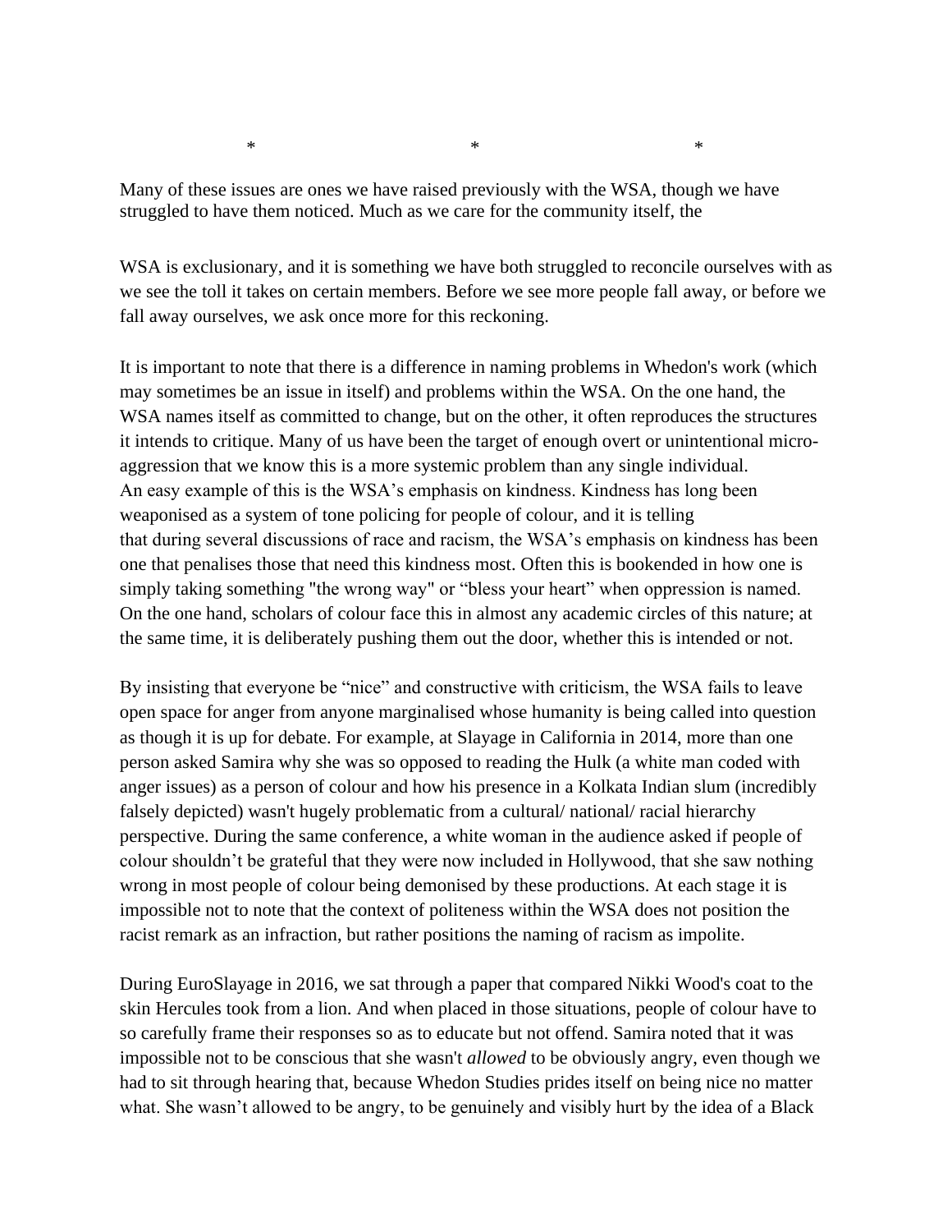\*                                        \*                                        \*

Many of these issues are ones we have raised previously with the WSA, though we have struggled to have them noticed. Much as we care for the community itself, the

WSA is exclusionary, and it is something we have both struggled to reconcile ourselves with as we see the toll it takes on certain members. Before we see more people fall away, or before we fall away ourselves, we ask once more for this reckoning.

It is important to note that there is a difference in naming problems in Whedon's work (which may sometimes be an issue in itself) and problems within the WSA. On the one hand, the WSA names itself as committed to change, but on the other, it often reproduces the structures it intends to critique. Many of us have been the target of enough overt or unintentional micro-aggression that we know this is a more systemic problem than any single individual.
An easy example of this is the WSA's emphasis on kindness. Kindness has long been weaponised as a system of tone policing for people of colour, and it is telling that during several discussions of race and racism, the WSA's emphasis on kindness has been one that penalises those that need this kindness most. Often this is bookended in how one is simply taking something "the wrong way" or "bless your heart" when oppression is named. On the one hand, scholars of colour face this in almost any academic circles of this nature; at the same time, it is deliberately pushing them out the door, whether this is intended or not.

By insisting that everyone be "nice" and constructive with criticism, the WSA fails to leave open space for anger from anyone marginalised whose humanity is being called into question as though it is up for debate. For example, at Slayage in California in 2014, more than one person asked Samira why she was so opposed to reading the Hulk (a white man coded with anger issues) as a person of colour and how his presence in a Kolkata Indian slum (incredibly falsely depicted) wasn't hugely problematic from a cultural/ national/ racial hierarchy perspective. During the same conference, a white woman in the audience asked if people of colour shouldn't be grateful that they were now included in Hollywood, that she saw nothing wrong in most people of colour being demonised by these productions. At each stage it is impossible not to note that the context of politeness within the WSA does not position the racist remark as an infraction, but rather positions the naming of racism as impolite.

During EuroSlayage in 2016, we sat through a paper that compared Nikki Wood's coat to the skin Hercules took from a lion. And when placed in those situations, people of colour have to so carefully frame their responses so as to educate but not offend. Samira noted that it was impossible not to be conscious that she wasn't *allowed* to be obviously angry, even though we had to sit through hearing that, because Whedon Studies prides itself on being nice no matter what. She wasn't allowed to be angry, to be genuinely and visibly hurt by the idea of a Black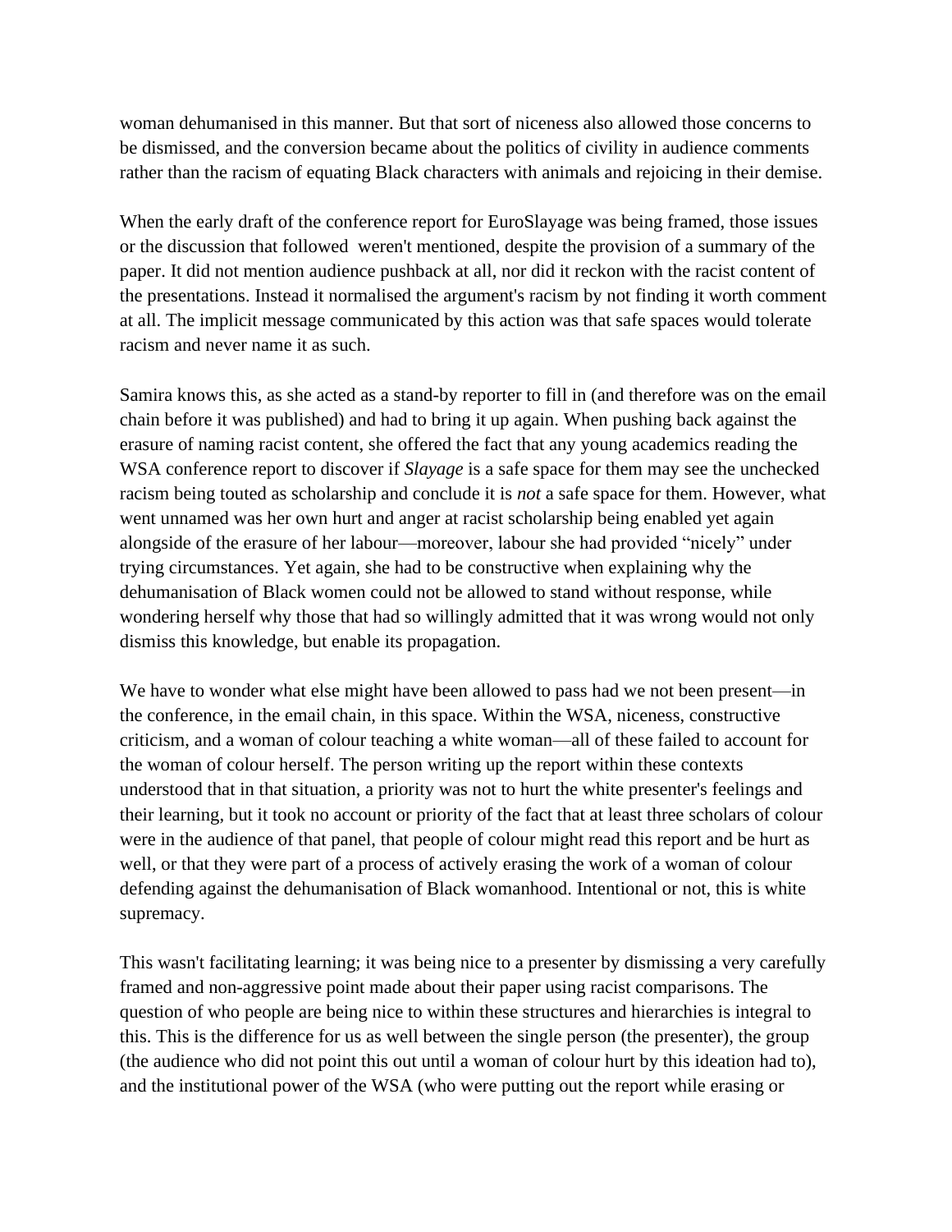woman dehumanised in this manner. But that sort of niceness also allowed those concerns to be dismissed, and the conversion became about the politics of civility in audience comments rather than the racism of equating Black characters with animals and rejoicing in their demise.

When the early draft of the conference report for EuroSlayage was being framed, those issues or the discussion that followed weren't mentioned, despite the provision of a summary of the paper. It did not mention audience pushback at all, nor did it reckon with the racist content of the presentations. Instead it normalised the argument's racism by not finding it worth comment at all. The implicit message communicated by this action was that safe spaces would tolerate racism and never name it as such.

Samira knows this, as she acted as a stand-by reporter to fill in (and therefore was on the email chain before it was published) and had to bring it up again. When pushing back against the erasure of naming racist content, she offered the fact that any young academics reading the WSA conference report to discover if *Slayage* is a safe space for them may see the unchecked racism being touted as scholarship and conclude it is *not* a safe space for them. However, what went unnamed was her own hurt and anger at racist scholarship being enabled yet again alongside of the erasure of her labour—moreover, labour she had provided "nicely" under trying circumstances. Yet again, she had to be constructive when explaining why the dehumanisation of Black women could not be allowed to stand without response, while wondering herself why those that had so willingly admitted that it was wrong would not only dismiss this knowledge, but enable its propagation.

We have to wonder what else might have been allowed to pass had we not been present—in the conference, in the email chain, in this space. Within the WSA, niceness, constructive criticism, and a woman of colour teaching a white woman—all of these failed to account for the woman of colour herself. The person writing up the report within these contexts understood that in that situation, a priority was not to hurt the white presenter's feelings and their learning, but it took no account or priority of the fact that at least three scholars of colour were in the audience of that panel, that people of colour might read this report and be hurt as well, or that they were part of a process of actively erasing the work of a woman of colour defending against the dehumanisation of Black womanhood. Intentional or not, this is white supremacy.

This wasn't facilitating learning; it was being nice to a presenter by dismissing a very carefully framed and non-aggressive point made about their paper using racist comparisons. The question of who people are being nice to within these structures and hierarchies is integral to this. This is the difference for us as well between the single person (the presenter), the group (the audience who did not point this out until a woman of colour hurt by this ideation had to), and the institutional power of the WSA (who were putting out the report while erasing or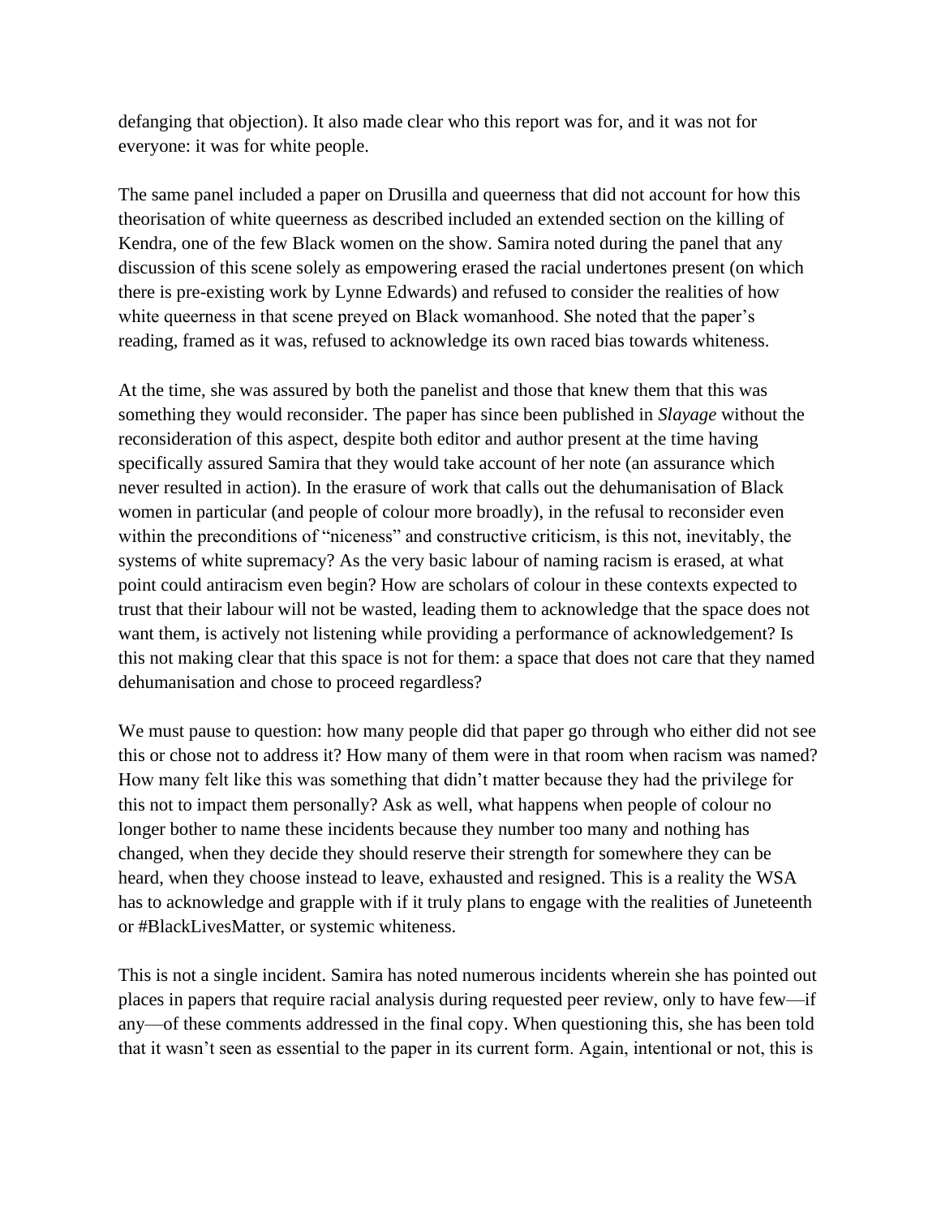defanging that objection). It also made clear who this report was for, and it was not for everyone: it was for white people.

The same panel included a paper on Drusilla and queerness that did not account for how this theorisation of white queerness as described included an extended section on the killing of Kendra, one of the few Black women on the show. Samira noted during the panel that any discussion of this scene solely as empowering erased the racial undertones present (on which there is pre-existing work by Lynne Edwards) and refused to consider the realities of how white queerness in that scene preyed on Black womanhood. She noted that the paper's reading, framed as it was, refused to acknowledge its own raced bias towards whiteness.

At the time, she was assured by both the panelist and those that knew them that this was something they would reconsider. The paper has since been published in *Slayage* without the reconsideration of this aspect, despite both editor and author present at the time having specifically assured Samira that they would take account of her note (an assurance which never resulted in action). In the erasure of work that calls out the dehumanisation of Black women in particular (and people of colour more broadly), in the refusal to reconsider even within the preconditions of "niceness" and constructive criticism, is this not, inevitably, the systems of white supremacy? As the very basic labour of naming racism is erased, at what point could antiracism even begin? How are scholars of colour in these contexts expected to trust that their labour will not be wasted, leading them to acknowledge that the space does not want them, is actively not listening while providing a performance of acknowledgement? Is this not making clear that this space is not for them: a space that does not care that they named dehumanisation and chose to proceed regardless?

We must pause to question: how many people did that paper go through who either did not see this or chose not to address it? How many of them were in that room when racism was named? How many felt like this was something that didn't matter because they had the privilege for this not to impact them personally? Ask as well, what happens when people of colour no longer bother to name these incidents because they number too many and nothing has changed, when they decide they should reserve their strength for somewhere they can be heard, when they choose instead to leave, exhausted and resigned. This is a reality the WSA has to acknowledge and grapple with if it truly plans to engage with the realities of Juneteenth or #BlackLivesMatter, or systemic whiteness.

This is not a single incident. Samira has noted numerous incidents wherein she has pointed out places in papers that require racial analysis during requested peer review, only to have few—if any—of these comments addressed in the final copy. When questioning this, she has been told that it wasn't seen as essential to the paper in its current form. Again, intentional or not, this is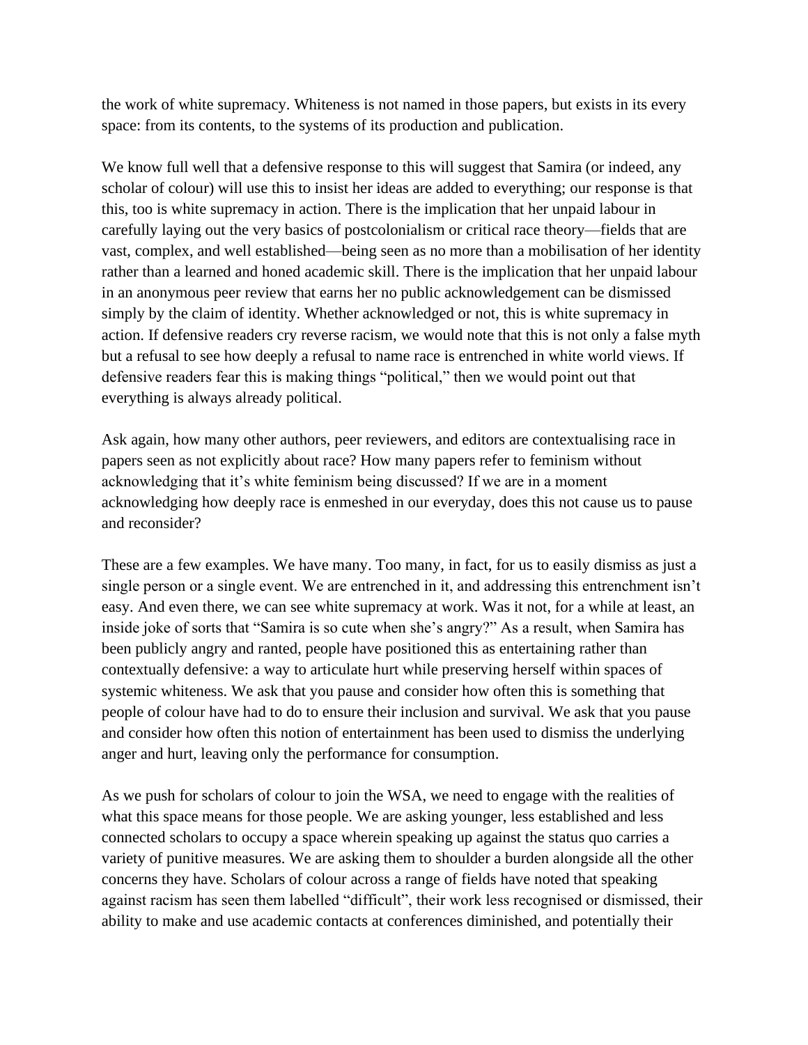the work of white supremacy. Whiteness is not named in those papers, but exists in its every space: from its contents, to the systems of its production and publication.

We know full well that a defensive response to this will suggest that Samira (or indeed, any scholar of colour) will use this to insist her ideas are added to everything; our response is that this, too is white supremacy in action. There is the implication that her unpaid labour in carefully laying out the very basics of postcolonialism or critical race theory—fields that are vast, complex, and well established—being seen as no more than a mobilisation of her identity rather than a learned and honed academic skill. There is the implication that her unpaid labour in an anonymous peer review that earns her no public acknowledgement can be dismissed simply by the claim of identity. Whether acknowledged or not, this is white supremacy in action. If defensive readers cry reverse racism, we would note that this is not only a false myth but a refusal to see how deeply a refusal to name race is entrenched in white world views. If defensive readers fear this is making things "political," then we would point out that everything is always already political.

Ask again, how many other authors, peer reviewers, and editors are contextualising race in papers seen as not explicitly about race? How many papers refer to feminism without acknowledging that it's white feminism being discussed? If we are in a moment acknowledging how deeply race is enmeshed in our everyday, does this not cause us to pause and reconsider?

These are a few examples. We have many. Too many, in fact, for us to easily dismiss as just a single person or a single event. We are entrenched in it, and addressing this entrenchment isn't easy. And even there, we can see white supremacy at work. Was it not, for a while at least, an inside joke of sorts that "Samira is so cute when she's angry?" As a result, when Samira has been publicly angry and ranted, people have positioned this as entertaining rather than contextually defensive: a way to articulate hurt while preserving herself within spaces of systemic whiteness. We ask that you pause and consider how often this is something that people of colour have had to do to ensure their inclusion and survival. We ask that you pause and consider how often this notion of entertainment has been used to dismiss the underlying anger and hurt, leaving only the performance for consumption.

As we push for scholars of colour to join the WSA, we need to engage with the realities of what this space means for those people. We are asking younger, less established and less connected scholars to occupy a space wherein speaking up against the status quo carries a variety of punitive measures. We are asking them to shoulder a burden alongside all the other concerns they have. Scholars of colour across a range of fields have noted that speaking against racism has seen them labelled "difficult", their work less recognised or dismissed, their ability to make and use academic contacts at conferences diminished, and potentially their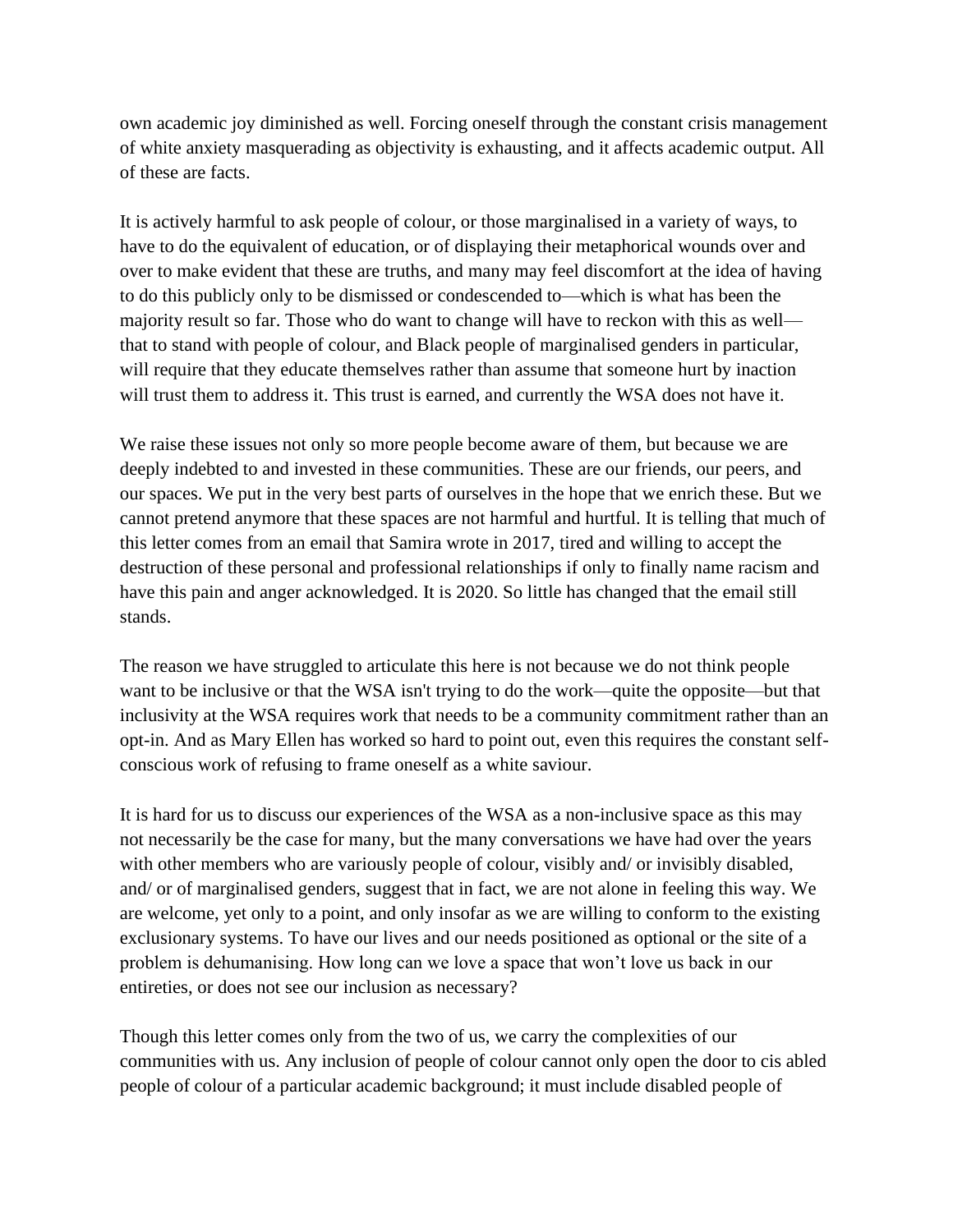own academic joy diminished as well. Forcing oneself through the constant crisis management of white anxiety masquerading as objectivity is exhausting, and it affects academic output. All of these are facts.

It is actively harmful to ask people of colour, or those marginalised in a variety of ways, to have to do the equivalent of education, or of displaying their metaphorical wounds over and over to make evident that these are truths, and many may feel discomfort at the idea of having to do this publicly only to be dismissed or condescended to—which is what has been the majority result so far. Those who do want to change will have to reckon with this as well—that to stand with people of colour, and Black people of marginalised genders in particular, will require that they educate themselves rather than assume that someone hurt by inaction will trust them to address it. This trust is earned, and currently the WSA does not have it.

We raise these issues not only so more people become aware of them, but because we are deeply indebted to and invested in these communities. These are our friends, our peers, and our spaces. We put in the very best parts of ourselves in the hope that we enrich these. But we cannot pretend anymore that these spaces are not harmful and hurtful. It is telling that much of this letter comes from an email that Samira wrote in 2017, tired and willing to accept the destruction of these personal and professional relationships if only to finally name racism and have this pain and anger acknowledged. It is 2020. So little has changed that the email still stands.

The reason we have struggled to articulate this here is not because we do not think people want to be inclusive or that the WSA isn't trying to do the work—quite the opposite—but that inclusivity at the WSA requires work that needs to be a community commitment rather than an opt-in. And as Mary Ellen has worked so hard to point out, even this requires the constant self-conscious work of refusing to frame oneself as a white saviour.

It is hard for us to discuss our experiences of the WSA as a non-inclusive space as this may not necessarily be the case for many, but the many conversations we have had over the years with other members who are variously people of colour, visibly and/ or invisibly disabled, and/ or of marginalised genders, suggest that in fact, we are not alone in feeling this way. We are welcome, yet only to a point, and only insofar as we are willing to conform to the existing exclusionary systems. To have our lives and our needs positioned as optional or the site of a problem is dehumanising. How long can we love a space that won't love us back in our entireties, or does not see our inclusion as necessary?

Though this letter comes only from the two of us, we carry the complexities of our communities with us. Any inclusion of people of colour cannot only open the door to cis abled people of colour of a particular academic background; it must include disabled people of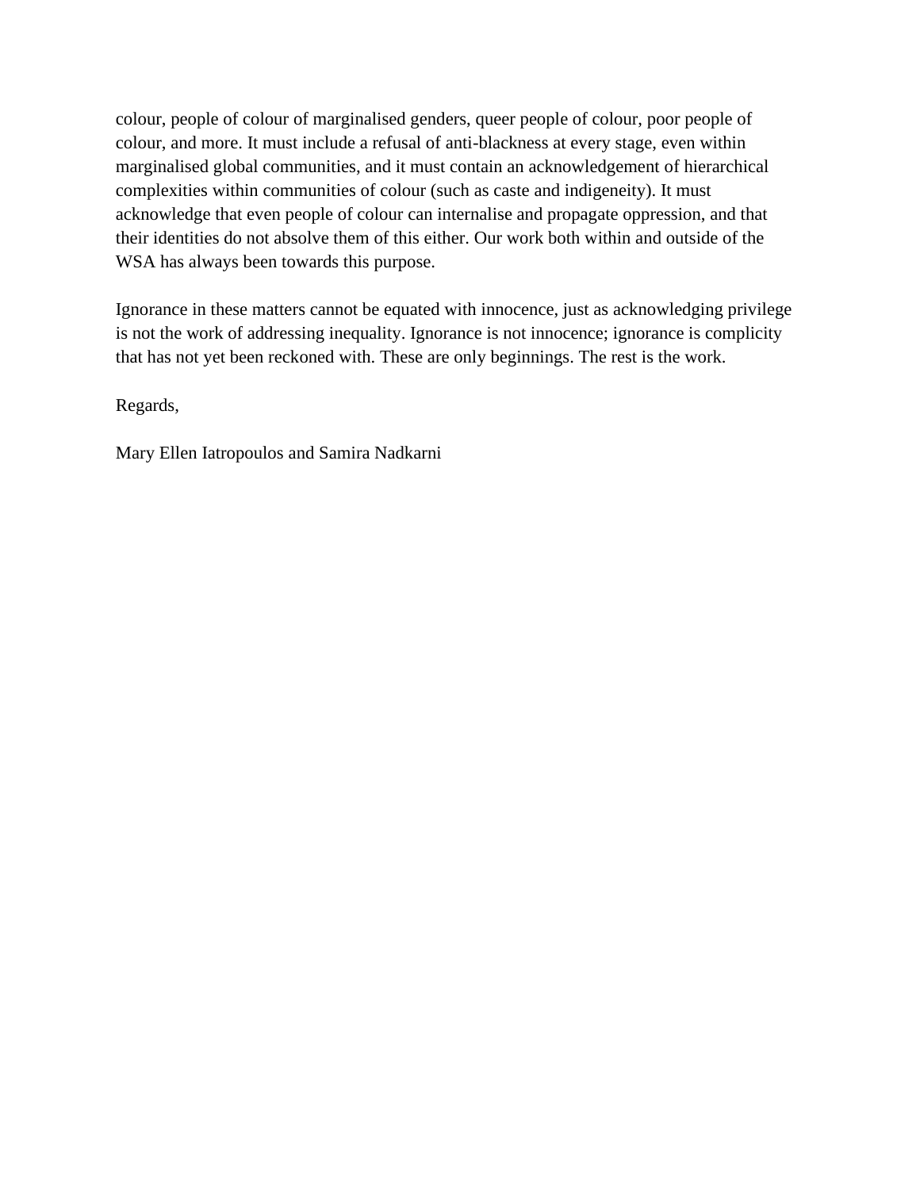colour, people of colour of marginalised genders, queer people of colour, poor people of colour, and more. It must include a refusal of anti-blackness at every stage, even within marginalised global communities, and it must contain an acknowledgement of hierarchical complexities within communities of colour (such as caste and indigeneity). It must acknowledge that even people of colour can internalise and propagate oppression, and that their identities do not absolve them of this either. Our work both within and outside of the WSA has always been towards this purpose.

Ignorance in these matters cannot be equated with innocence, just as acknowledging privilege is not the work of addressing inequality. Ignorance is not innocence; ignorance is complicity that has not yet been reckoned with. These are only beginnings. The rest is the work.

Regards,

Mary Ellen Iatropoulos and Samira Nadkarni